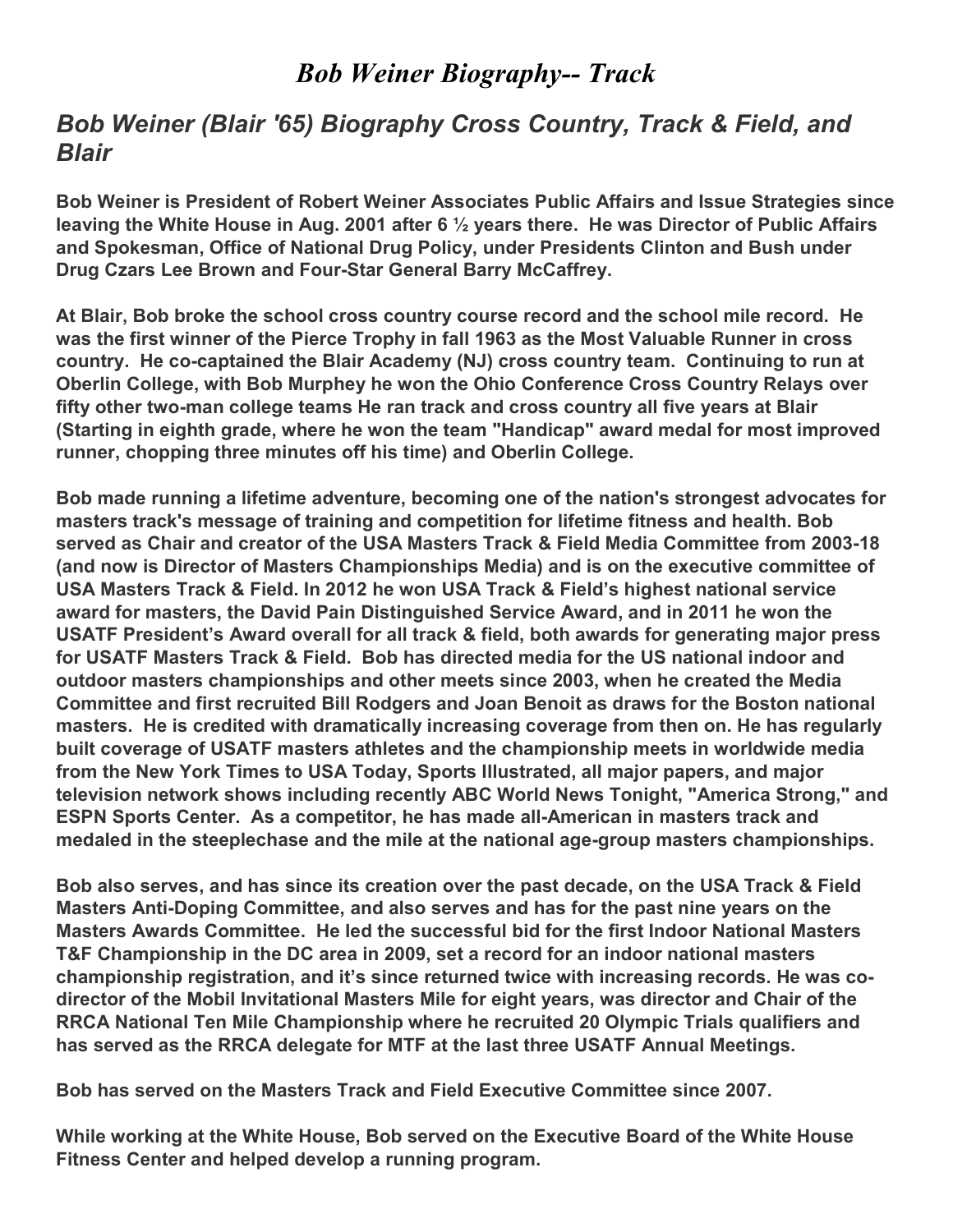# *Bob Weiner Biography-- Track*

## *Bob Weiner (Blair '65) Biography Cross Country, Track & Field, and Blair*

**Bob Weiner is President of Robert Weiner Associates Public Affairs and Issue Strategies since leaving the White House in Aug. 2001 after 6 ½ years there. He was Director of Public Affairs and Spokesman, Office of National Drug Policy, under Presidents Clinton and Bush under Drug Czars Lee Brown and Four-Star General Barry McCaffrey.**

**At Blair, Bob broke the school cross country course record and the school mile record. He was the first winner of the Pierce Trophy in fall 1963 as the Most Valuable Runner in cross country. He co-captained the Blair Academy (NJ) cross country team. Continuing to run at Oberlin College, with Bob Murphey he won the Ohio Conference Cross Country Relays over fifty other two-man college teams He ran track and cross country all five years at Blair (Starting in eighth grade, where he won the team "Handicap" award medal for most improved runner, chopping three minutes off his time) and Oberlin College.**

**Bob made running a lifetime adventure, becoming one of the nation's strongest advocates for masters track's message of training and competition for lifetime fitness and health. Bob served as Chair and creator of the USA Masters Track & Field Media Committee from 2003-18 (and now is Director of Masters Championships Media) and is on the executive committee of USA Masters Track & Field. In 2012 he won USA Track & Field's highest national service award for masters, the David Pain Distinguished Service Award, and in 2011 he won the USATF President's Award overall for all track & field, both awards for generating major press for USATF Masters Track & Field. Bob has directed media for the US national indoor and outdoor masters championships and other meets since 2003, when he created the Media Committee and first recruited Bill Rodgers and Joan Benoit as draws for the Boston national masters. He is credited with dramatically increasing coverage from then on. He has regularly built coverage of USATF masters athletes and the championship meets in worldwide media from the New York Times to USA Today, Sports Illustrated, all major papers, and major television network shows including recently ABC World News Tonight, "America Strong," and ESPN Sports Center. As a competitor, he has made all-American in masters track and medaled in the steeplechase and the mile at the national age-group masters championships.**

**Bob also serves, and has since its creation over the past decade, on the USA Track & Field Masters Anti-Doping Committee, and also serves and has for the past nine years on the Masters Awards Committee. He led the successful bid for the first Indoor National Masters T&F Championship in the DC area in 2009, set a record for an indoor national masters championship registration, and it's since returned twice with increasing records. He was co-director of the Mobil Invitational Masters Mile for eight years, was director and Chair of the RRCA National Ten Mile Championship where he recruited 20 Olympic Trials qualifiers and has served as the RRCA delegate for MTF at the last three USATF Annual Meetings.**

**Bob has served on the Masters Track and Field Executive Committee since 2007.**

**While working at the White House, Bob served on the Executive Board of the White House Fitness Center and helped develop a running program.**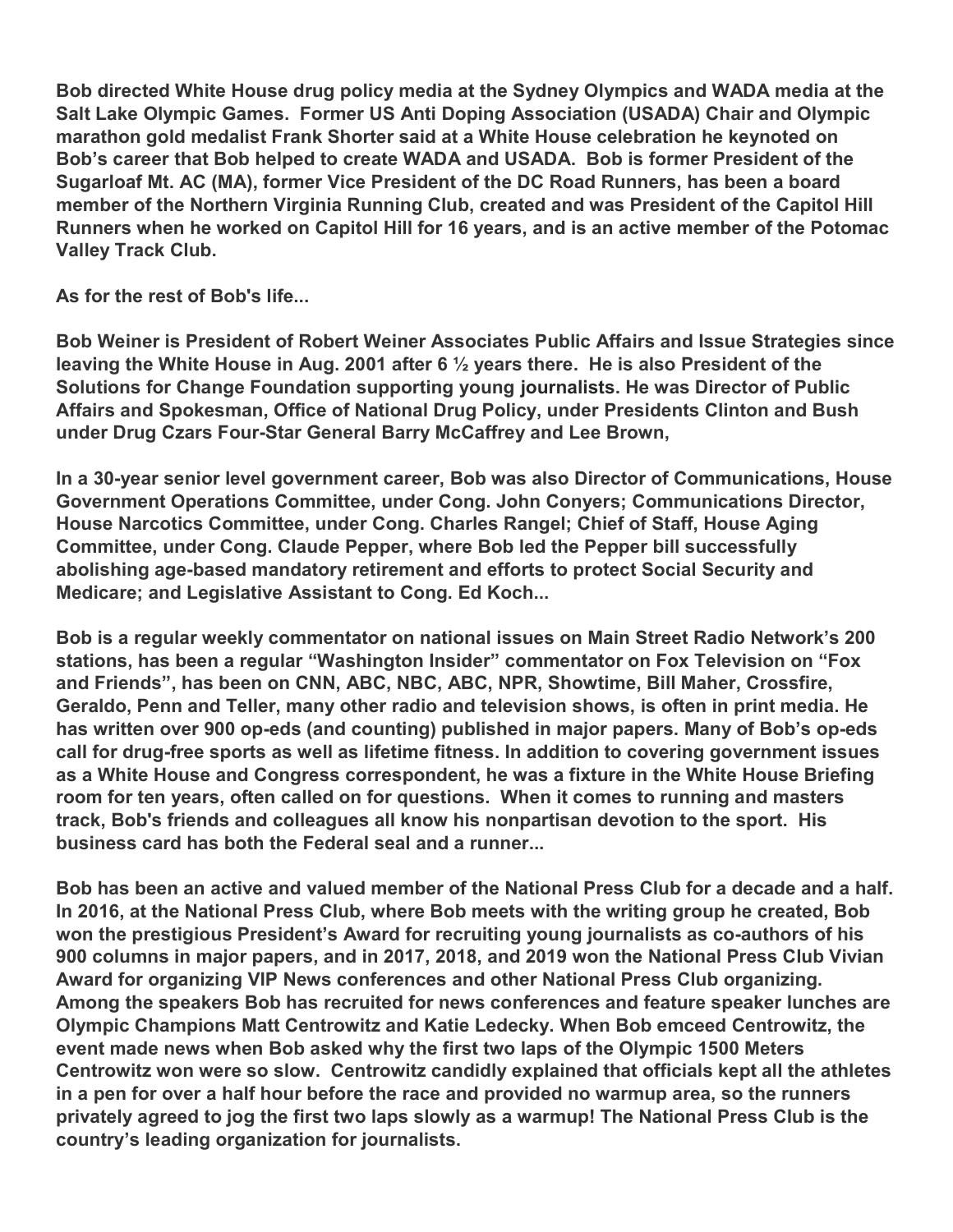**Bob directed White House drug policy media at the Sydney Olympics and WADA media at the Salt Lake Olympic Games. Former US Anti Doping Association (USADA) Chair and Olympic marathon gold medalist Frank Shorter said at a White House celebration he keynoted on Bob's career that Bob helped to create WADA and USADA. Bob is former President of the Sugarloaf Mt. AC (MA), former Vice President of the DC Road Runners, has been a board member of the Northern Virginia Running Club, created and was President of the Capitol Hill Runners when he worked on Capitol Hill for 16 years, and is an active member of the Potomac Valley Track Club.**

**As for the rest of Bob's life...**

**Bob Weiner is President of Robert Weiner Associates Public Affairs and Issue Strategies since leaving the White House in Aug. 2001 after 6 ½ years there. He is also President of the Solutions for Change Foundation supporting young journalists. He was Director of Public Affairs and Spokesman, Office of National Drug Policy, under Presidents Clinton and Bush under Drug Czars Four-Star General Barry McCaffrey and Lee Brown,**

**In a 30-year senior level government career, Bob was also Director of Communications, House Government Operations Committee, under Cong. John Conyers; Communications Director, House Narcotics Committee, under Cong. Charles Rangel; Chief of Staff, House Aging Committee, under Cong. Claude Pepper, where Bob led the Pepper bill successfully abolishing age-based mandatory retirement and efforts to protect Social Security and Medicare; and Legislative Assistant to Cong. Ed Koch...**

**Bob is a regular weekly commentator on national issues on Main Street Radio Network's 200 stations, has been a regular "Washington Insider" commentator on Fox Television on "Fox and Friends", has been on CNN, ABC, NBC, ABC, NPR, Showtime, Bill Maher, Crossfire, Geraldo, Penn and Teller, many other radio and television shows, is often in print media. He has written over 900 op-eds (and counting) published in major papers. Many of Bob's op-eds call for drug-free sports as well as lifetime fitness. In addition to covering government issues as a White House and Congress correspondent, he was a fixture in the White House Briefing room for ten years, often called on for questions. When it comes to running and masters track, Bob's friends and colleagues all know his nonpartisan devotion to the sport. His business card has both the Federal seal and a runner...**

**Bob has been an active and valued member of the National Press Club for a decade and a half. In 2016, at the National Press Club, where Bob meets with the writing group he created, Bob won the prestigious President's Award for recruiting young journalists as co-authors of his 900 columns in major papers, and in 2017, 2018, and 2019 won the National Press Club Vivian Award for organizing VIP News conferences and other National Press Club organizing. Among the speakers Bob has recruited for news conferences and feature speaker lunches are Olympic Champions Matt Centrowitz and Katie Ledecky. When Bob emceed Centrowitz, the event made news when Bob asked why the first two laps of the Olympic 1500 Meters Centrowitz won were so slow. Centrowitz candidly explained that officials kept all the athletes in a pen for over a half hour before the race and provided no warmup area, so the runners privately agreed to jog the first two laps slowly as a warmup! The National Press Club is the country's leading organization for journalists.**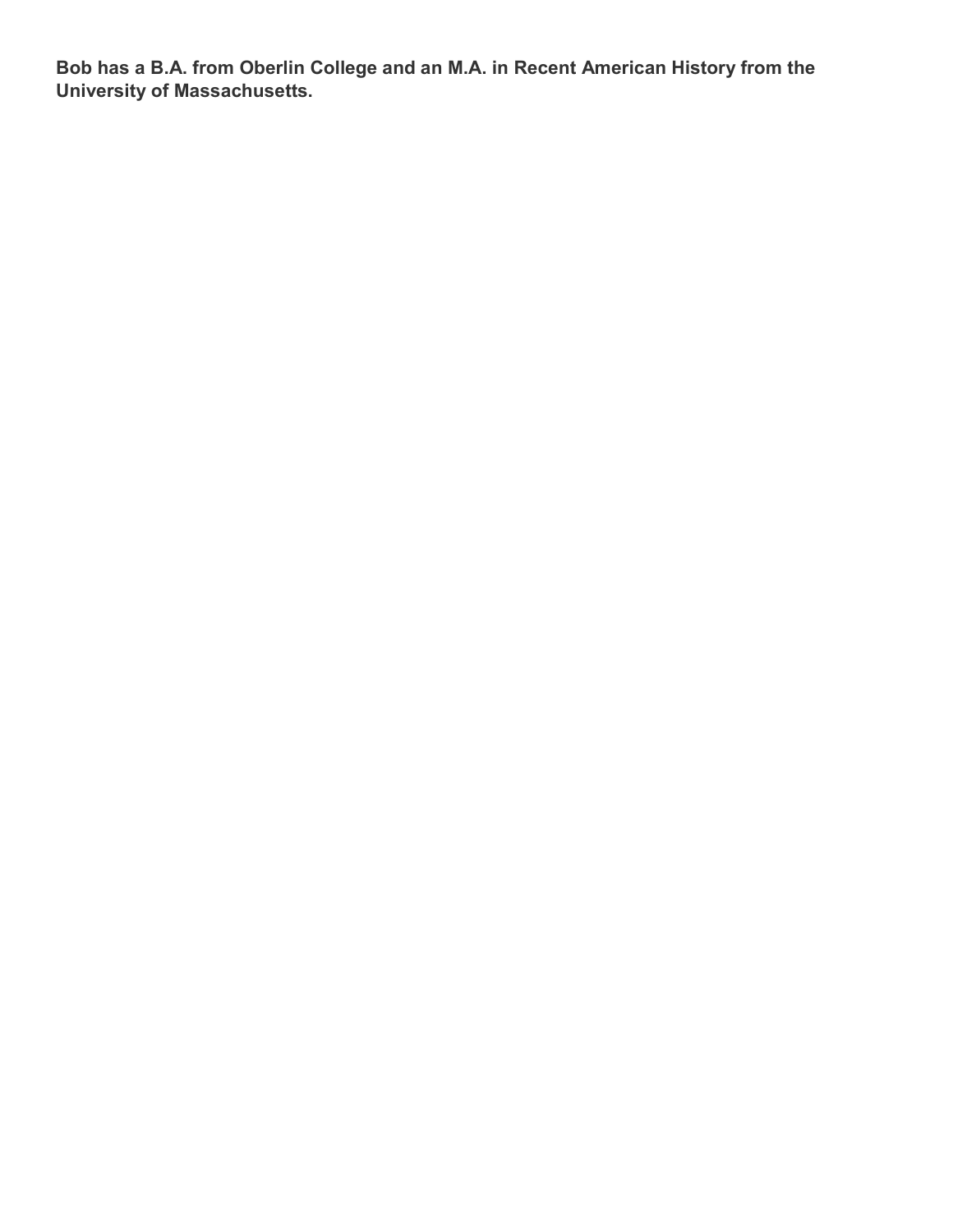**Bob has a B.A. from Oberlin College and an M.A. in Recent American History from the University of Massachusetts.**